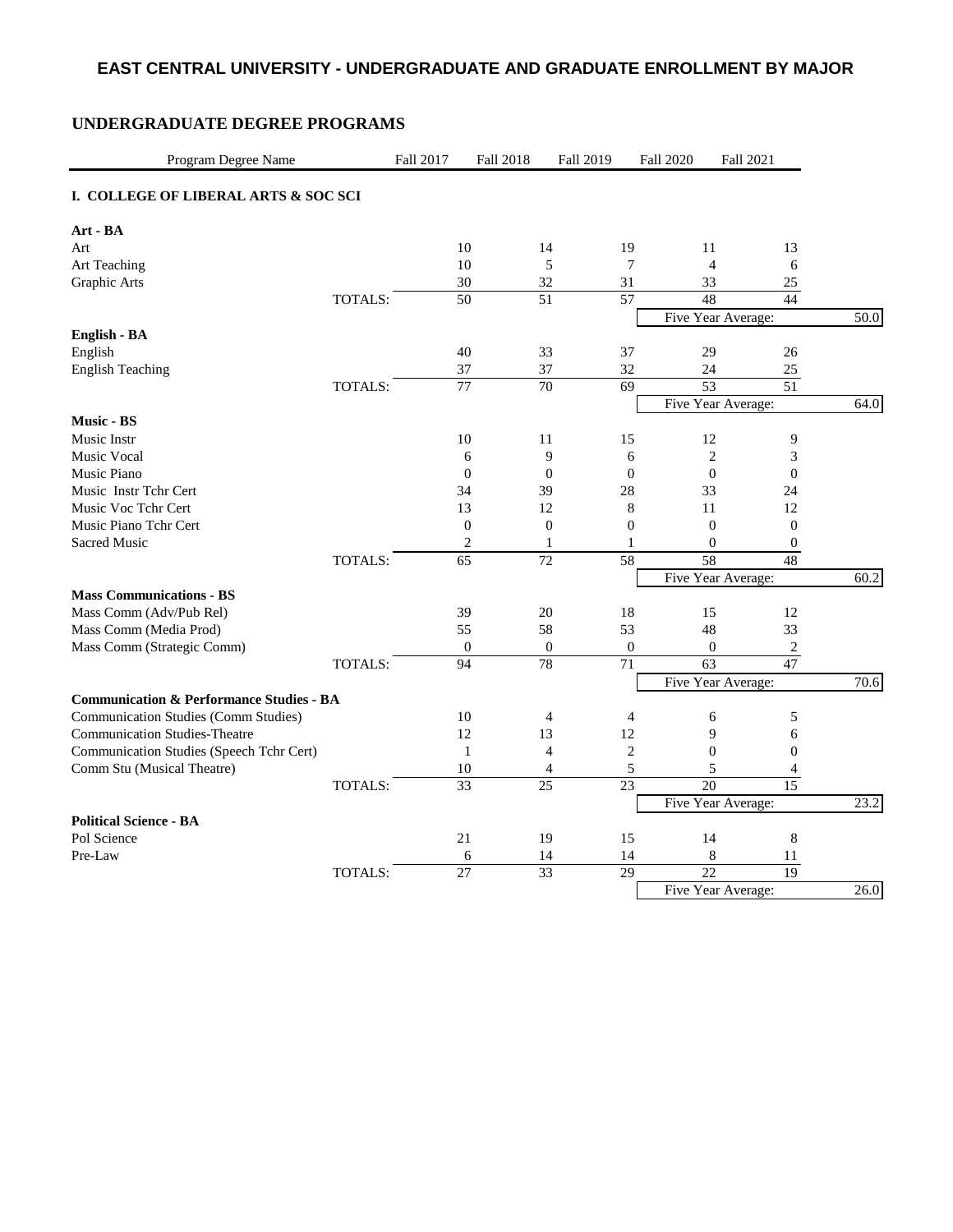# EAST CENTRAL UNIVERSITY - UNDERGRADUATE AND GRADUATE ENROLLMENT BY MAJOR

## UNDERGRADUATE DEGREE PROGRAMS

| Program Degree Name | | Fall 2017 | Fall 2018 | Fall 2019 | Fall 2020 | Fall 2021 | |
|---|---|---|---|---|---|---|---|
| **I. COLLEGE OF LIBERAL ARTS & SOC SCI** | | | | | | | |
| **Art - BA** | | | | | | | |
| Art | | 10 | 14 | 19 | 11 | 13 | |
| Art Teaching | | 10 | 5 | 7 | 4 | 6 | |
| Graphic Arts | | 30 | 32 | 31 | 33 | 25 | |
| | TOTALS: | 50 | 51 | 57 | 48 | 44 | |
| | | | | | Five Year Average: | | 50.0 |
| **English - BA** | | | | | | | |
| English | | 40 | 33 | 37 | 29 | 26 | |
| English Teaching | | 37 | 37 | 32 | 24 | 25 | |
| | TOTALS: | 77 | 70 | 69 | 53 | 51 | |
| | | | | | Five Year Average: | | 64.0 |
| **Music - BS** | | | | | | | |
| Music Instr | | 10 | 11 | 15 | 12 | 9 | |
| Music Vocal | | 6 | 9 | 6 | 2 | 3 | |
| Music Piano | | 0 | 0 | 0 | 0 | 0 | |
| Music Instr Tchr Cert | | 34 | 39 | 28 | 33 | 24 | |
| Music Voc Tchr Cert | | 13 | 12 | 8 | 11 | 12 | |
| Music Piano Tchr Cert | | 0 | 0 | 0 | 0 | 0 | |
| Sacred Music | | 2 | 1 | 1 | 0 | 0 | |
| | TOTALS: | 65 | 72 | 58 | 58 | 48 | |
| | | | | | Five Year Average: | | 60.2 |
| **Mass Communications - BS** | | | | | | | |
| Mass Comm (Adv/Pub Rel) | | 39 | 20 | 18 | 15 | 12 | |
| Mass Comm (Media Prod) | | 55 | 58 | 53 | 48 | 33 | |
| Mass Comm (Strategic Comm) | | 0 | 0 | 0 | 0 | 2 | |
| | TOTALS: | 94 | 78 | 71 | 63 | 47 | |
| | | | | | Five Year Average: | | 70.6 |
| **Communication & Performance Studies - BA** | | | | | | | |
| Communication Studies (Comm Studies) | | 10 | 4 | 4 | 6 | 5 | |
| Communication Studies-Theatre | | 12 | 13 | 12 | 9 | 6 | |
| Communication Studies (Speech Tchr Cert) | | 1 | 4 | 2 | 0 | 0 | |
| Comm Stu (Musical Theatre) | | 10 | 4 | 5 | 5 | 4 | |
| | TOTALS: | 33 | 25 | 23 | 20 | 15 | |
| | | | | | Five Year Average: | | 23.2 |
| **Political Science - BA** | | | | | | | |
| Pol Science | | 21 | 19 | 15 | 14 | 8 | |
| Pre-Law | | 6 | 14 | 14 | 8 | 11 | |
| | TOTALS: | 27 | 33 | 29 | 22 | 19 | |
| | | | | | Five Year Average: | | 26.0 |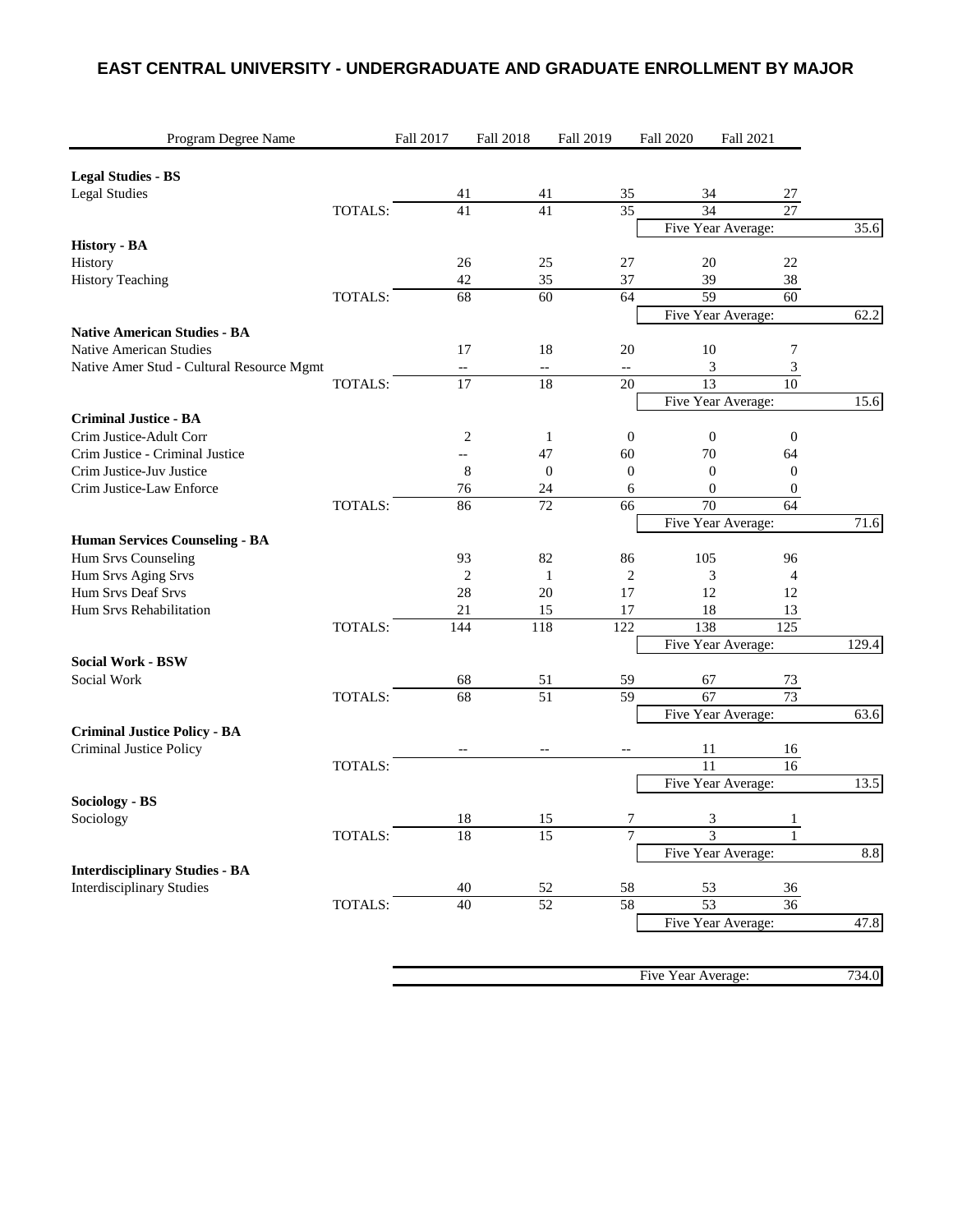# EAST CENTRAL UNIVERSITY - UNDERGRADUATE AND GRADUATE ENROLLMENT BY MAJOR

| Program Degree Name | | Fall 2017 | Fall 2018 | Fall 2019 | Fall 2020 | Fall 2021 | |
|---|---|---|---|---|---|---|---|
| **Legal Studies - BS** | | | | | | | |
| Legal Studies | | 41 | 41 | 35 | 34 | 27 | |
| | TOTALS: | 41 | 41 | 35 | 34 | 27 | |
| | | | | | Five Year Average: | | 35.6 |
| **History - BA** | | | | | | | |
| History | | 26 | 25 | 27 | 20 | 22 | |
| History Teaching | | 42 | 35 | 37 | 39 | 38 | |
| | TOTALS: | 68 | 60 | 64 | 59 | 60 | |
| | | | | | Five Year Average: | | 62.2 |
| **Native American Studies - BA** | | | | | | | |
| Native American Studies | | 17 | 18 | 20 | 10 | 7 | |
| Native Amer Stud - Cultural Resource Mgmt | | -- | -- | -- | 3 | 3 | |
| | TOTALS: | 17 | 18 | 20 | 13 | 10 | |
| | | | | | Five Year Average: | | 15.6 |
| **Criminal Justice - BA** | | | | | | | |
| Crim Justice-Adult Corr | | 2 | 1 | 0 | 0 | 0 | |
| Crim Justice - Criminal Justice | | -- | 47 | 60 | 70 | 64 | |
| Crim Justice-Juv Justice | | 8 | 0 | 0 | 0 | 0 | |
| Crim Justice-Law Enforce | | 76 | 24 | 6 | 0 | 0 | |
| | TOTALS: | 86 | 72 | 66 | 70 | 64 | |
| | | | | | Five Year Average: | | 71.6 |
| **Human Services Counseling - BA** | | | | | | | |
| Hum Srvs Counseling | | 93 | 82 | 86 | 105 | 96 | |
| Hum Srvs Aging Srvs | | 2 | 1 | 2 | 3 | 4 | |
| Hum Srvs Deaf Srvs | | 28 | 20 | 17 | 12 | 12 | |
| Hum Srvs Rehabilitation | | 21 | 15 | 17 | 18 | 13 | |
| | TOTALS: | 144 | 118 | 122 | 138 | 125 | |
| | | | | | Five Year Average: | | 129.4 |
| **Social Work - BSW** | | | | | | | |
| Social Work | | 68 | 51 | 59 | 67 | 73 | |
| | TOTALS: | 68 | 51 | 59 | 67 | 73 | |
| | | | | | Five Year Average: | | 63.6 |
| **Criminal Justice Policy - BA** | | | | | | | |
| Criminal Justice Policy | | -- | -- | -- | 11 | 16 | |
| | TOTALS: | | | | 11 | 16 | |
| | | | | | Five Year Average: | | 13.5 |
| **Sociology - BS** | | | | | | | |
| Sociology | | 18 | 15 | 7 | 3 | 1 | |
| | TOTALS: | 18 | 15 | 7 | 3 | 1 | |
| | | | | | Five Year Average: | | 8.8 |
| **Interdisciplinary Studies - BA** | | | | | | | |
| Interdisciplinary Studies | | 40 | 52 | 58 | 53 | 36 | |
| | TOTALS: | 40 | 52 | 58 | 53 | 36 | |
| | | | | | Five Year Average: | | 47.8 |
| | | | | | | | |
| | | | | | Five Year Average: | | 734.0 |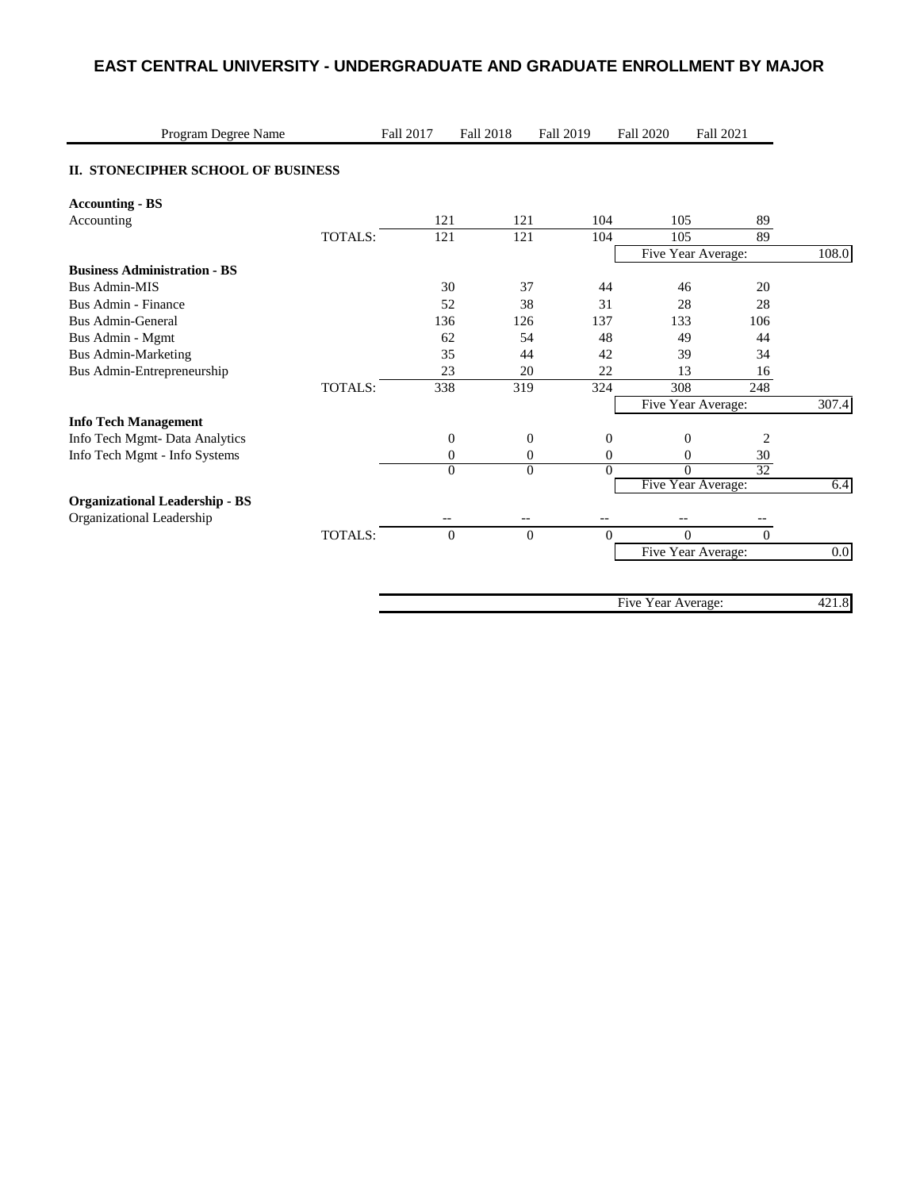# EAST CENTRAL UNIVERSITY - UNDERGRADUATE AND GRADUATE ENROLLMENT BY MAJOR

| Program Degree Name | | Fall 2017 | Fall 2018 | Fall 2019 | Fall 2020 | Fall 2021 | |
|---|---|---|---|---|---|---|---|
| **II. STONECIPHER SCHOOL OF BUSINESS** | | | | | | | |
| **Accounting - BS** | | | | | | | |
| Accounting | | 121 | 121 | 104 | 105 | 89 | |
| | TOTALS: | 121 | 121 | 104 | 105 | 89 | |
| | | | | | Five Year Average: | | 108.0 |
| **Business Administration - BS** | | | | | | | |
| Bus Admin-MIS | | 30 | 37 | 44 | 46 | 20 | |
| Bus Admin - Finance | | 52 | 38 | 31 | 28 | 28 | |
| Bus Admin-General | | 136 | 126 | 137 | 133 | 106 | |
| Bus Admin - Mgmt | | 62 | 54 | 48 | 49 | 44 | |
| Bus Admin-Marketing | | 35 | 44 | 42 | 39 | 34 | |
| Bus Admin-Entrepreneurship | | 23 | 20 | 22 | 13 | 16 | |
| | TOTALS: | 338 | 319 | 324 | 308 | 248 | |
| | | | | | Five Year Average: | | 307.4 |
| **Info Tech Management** | | | | | | | |
| Info Tech Mgmt- Data Analytics | | 0 | 0 | 0 | 0 | 2 | |
| Info Tech Mgmt - Info Systems | | 0 | 0 | 0 | 0 | 30 | |
| | | 0 | 0 | 0 | 0 | 32 | |
| | | | | | Five Year Average: | | 6.4 |
| **Organizational Leadership - BS** | | | | | | | |
| Organizational Leadership | | -- | -- | -- | -- | -- | |
| | TOTALS: | 0 | 0 | 0 | 0 | 0 | |
| | | | | | Five Year Average: | | 0.0 |
| | | | | | Five Year Average: | | 421.8 |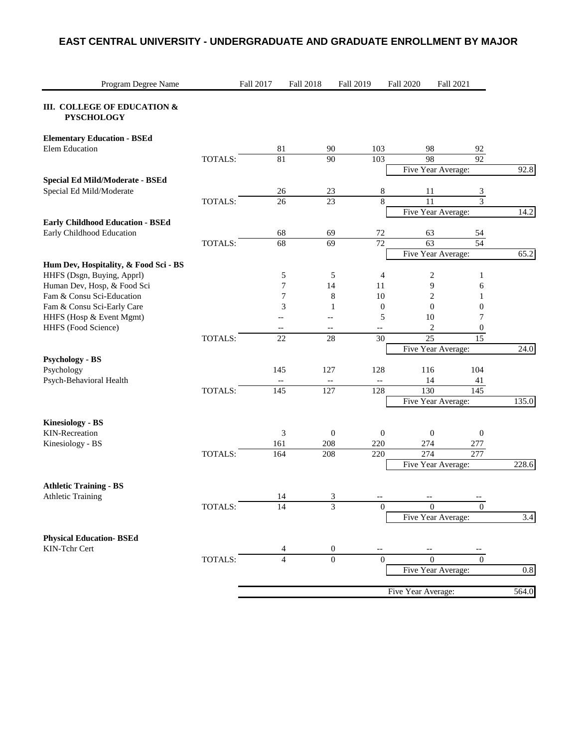# EAST CENTRAL UNIVERSITY - UNDERGRADUATE AND GRADUATE ENROLLMENT BY MAJOR

| Program Degree Name | | Fall 2017 | Fall 2018 | Fall 2019 | Fall 2020 | Fall 2021 | |
|---|---|---|---|---|---|---|---|
| **III. COLLEGE OF EDUCATION & PYSCHOLOGY** | | | | | | | |
| **Elementary Education - BSEd** | | | | | | | |
| Elem Education | | 81 | 90 | 103 | 98 | 92 | |
| | TOTALS: | 81 | 90 | 103 | 98 | 92 | |
| | | | | | Five Year Average: | | 92.8 |
| **Special Ed Mild/Moderate - BSEd** | | | | | | | |
| Special Ed Mild/Moderate | | 26 | 23 | 8 | 11 | 3 | |
| | TOTALS: | 26 | 23 | 8 | 11 | 3 | |
| | | | | | Five Year Average: | | 14.2 |
| **Early Childhood Education - BSEd** | | | | | | | |
| Early Childhood Education | | 68 | 69 | 72 | 63 | 54 | |
| | TOTALS: | 68 | 69 | 72 | 63 | 54 | |
| | | | | | Five Year Average: | | 65.2 |
| **Hum Dev, Hospitality, & Food Sci - BS** | | | | | | | |
| HHFS (Dsgn, Buying, Apprl) | | 5 | 5 | 4 | 2 | 1 | |
| Human Dev, Hosp, & Food Sci | | 7 | 14 | 11 | 9 | 6 | |
| Fam & Consu Sci-Education | | 7 | 8 | 10 | 2 | 1 | |
| Fam & Consu Sci-Early Care | | 3 | 1 | 0 | 0 | 0 | |
| HHFS (Hosp & Event Mgmt) | | -- | -- | 5 | 10 | 7 | |
| HHFS (Food Science) | | -- | -- | -- | 2 | 0 | |
| | TOTALS: | 22 | 28 | 30 | 25 | 15 | |
| | | | | | Five Year Average: | | 24.0 |
| **Psychology - BS** | | | | | | | |
| Psychology | | 145 | 127 | 128 | 116 | 104 | |
| Psych-Behavioral Health | | -- | -- | -- | 14 | 41 | |
| | TOTALS: | 145 | 127 | 128 | 130 | 145 | |
| | | | | | Five Year Average: | | 135.0 |
| **Kinesiology - BS** | | | | | | | |
| KIN-Recreation | | 3 | 0 | 0 | 0 | 0 | |
| Kinesiology - BS | | 161 | 208 | 220 | 274 | 277 | |
| | TOTALS: | 164 | 208 | 220 | 274 | 277 | |
| | | | | | Five Year Average: | | 228.6 |
| **Athletic Training - BS** | | | | | | | |
| Athletic Training | | 14 | 3 | -- | -- | -- | |
| | TOTALS: | 14 | 3 | 0 | 0 | 0 | |
| | | | | | Five Year Average: | | 3.4 |
| **Physical Education- BSEd** | | | | | | | |
| KIN-Tchr Cert | | 4 | 0 | -- | -- | -- | |
| | TOTALS: | 4 | 0 | 0 | 0 | 0 | |
| | | | | | Five Year Average: | | 0.8 |
| | | | | | Five Year Average: | | 564.0 |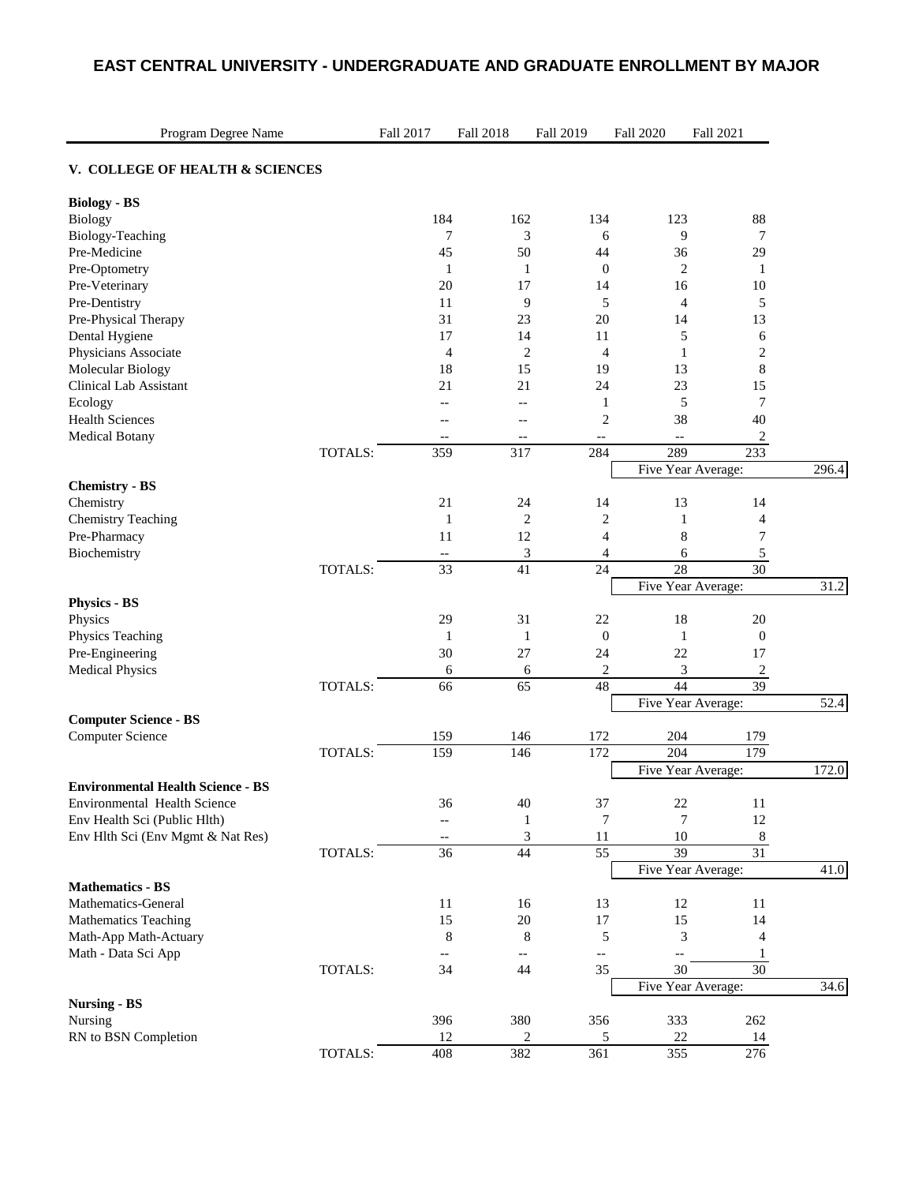# EAST CENTRAL UNIVERSITY - UNDERGRADUATE AND GRADUATE ENROLLMENT BY MAJOR

| Program Degree Name | | Fall 2017 | Fall 2018 | Fall 2019 | Fall 2020 | Fall 2021 | |
|---|---|---|---|---|---|---|---|
| **V. COLLEGE OF HEALTH & SCIENCES** | | | | | | | |
| **Biology - BS** | | | | | | | |
| Biology | | 184 | 162 | 134 | 123 | 88 | |
| Biology-Teaching | | 7 | 3 | 6 | 9 | 7 | |
| Pre-Medicine | | 45 | 50 | 44 | 36 | 29 | |
| Pre-Optometry | | 1 | 1 | 0 | 2 | 1 | |
| Pre-Veterinary | | 20 | 17 | 14 | 16 | 10 | |
| Pre-Dentistry | | 11 | 9 | 5 | 4 | 5 | |
| Pre-Physical Therapy | | 31 | 23 | 20 | 14 | 13 | |
| Dental Hygiene | | 17 | 14 | 11 | 5 | 6 | |
| Physicians Associate | | 4 | 2 | 4 | 1 | 2 | |
| Molecular Biology | | 18 | 15 | 19 | 13 | 8 | |
| Clinical Lab Assistant | | 21 | 21 | 24 | 23 | 15 | |
| Ecology | | -- | -- | 1 | 5 | 7 | |
| Health Sciences | | -- | -- | 2 | 38 | 40 | |
| Medical Botany | | -- | -- | -- | -- | 2 | |
| | TOTALS: | 359 | 317 | 284 | 289 | 233 | |
| | | | | | Five Year Average: | | 296.4 |
| **Chemistry - BS** | | | | | | | |
| Chemistry | | 21 | 24 | 14 | 13 | 14 | |
| Chemistry Teaching | | 1 | 2 | 2 | 1 | 4 | |
| Pre-Pharmacy | | 11 | 12 | 4 | 8 | 7 | |
| Biochemistry | | -- | 3 | 4 | 6 | 5 | |
| | TOTALS: | 33 | 41 | 24 | 28 | 30 | |
| | | | | | Five Year Average: | | 31.2 |
| **Physics - BS** | | | | | | | |
| Physics | | 29 | 31 | 22 | 18 | 20 | |
| Physics Teaching | | 1 | 1 | 0 | 1 | 0 | |
| Pre-Engineering | | 30 | 27 | 24 | 22 | 17 | |
| Medical Physics | | 6 | 6 | 2 | 3 | 2 | |
| | TOTALS: | 66 | 65 | 48 | 44 | 39 | |
| | | | | | Five Year Average: | | 52.4 |
| **Computer Science - BS** | | | | | | | |
| Computer Science | | 159 | 146 | 172 | 204 | 179 | |
| | TOTALS: | 159 | 146 | 172 | 204 | 179 | |
| | | | | | Five Year Average: | | 172.0 |
| **Environmental Health Science - BS** | | | | | | | |
| Environmental Health Science | | 36 | 40 | 37 | 22 | 11 | |
| Env Health Sci (Public Hlth) | | -- | 1 | 7 | 7 | 12 | |
| Env Hlth Sci (Env Mgmt & Nat Res) | | -- | 3 | 11 | 10 | 8 | |
| | TOTALS: | 36 | 44 | 55 | 39 | 31 | |
| | | | | | Five Year Average: | | 41.0 |
| **Mathematics - BS** | | | | | | | |
| Mathematics-General | | 11 | 16 | 13 | 12 | 11 | |
| Mathematics Teaching | | 15 | 20 | 17 | 15 | 14 | |
| Math-App Math-Actuary | | 8 | 8 | 5 | 3 | 4 | |
| Math - Data Sci App | | -- | -- | -- | -- | 1 | |
| | TOTALS: | 34 | 44 | 35 | 30 | 30 | |
| | | | | | Five Year Average: | | 34.6 |
| **Nursing - BS** | | | | | | | |
| Nursing | | 396 | 380 | 356 | 333 | 262 | |
| RN to BSN Completion | | 12 | 2 | 5 | 22 | 14 | |
| | TOTALS: | 408 | 382 | 361 | 355 | 276 | |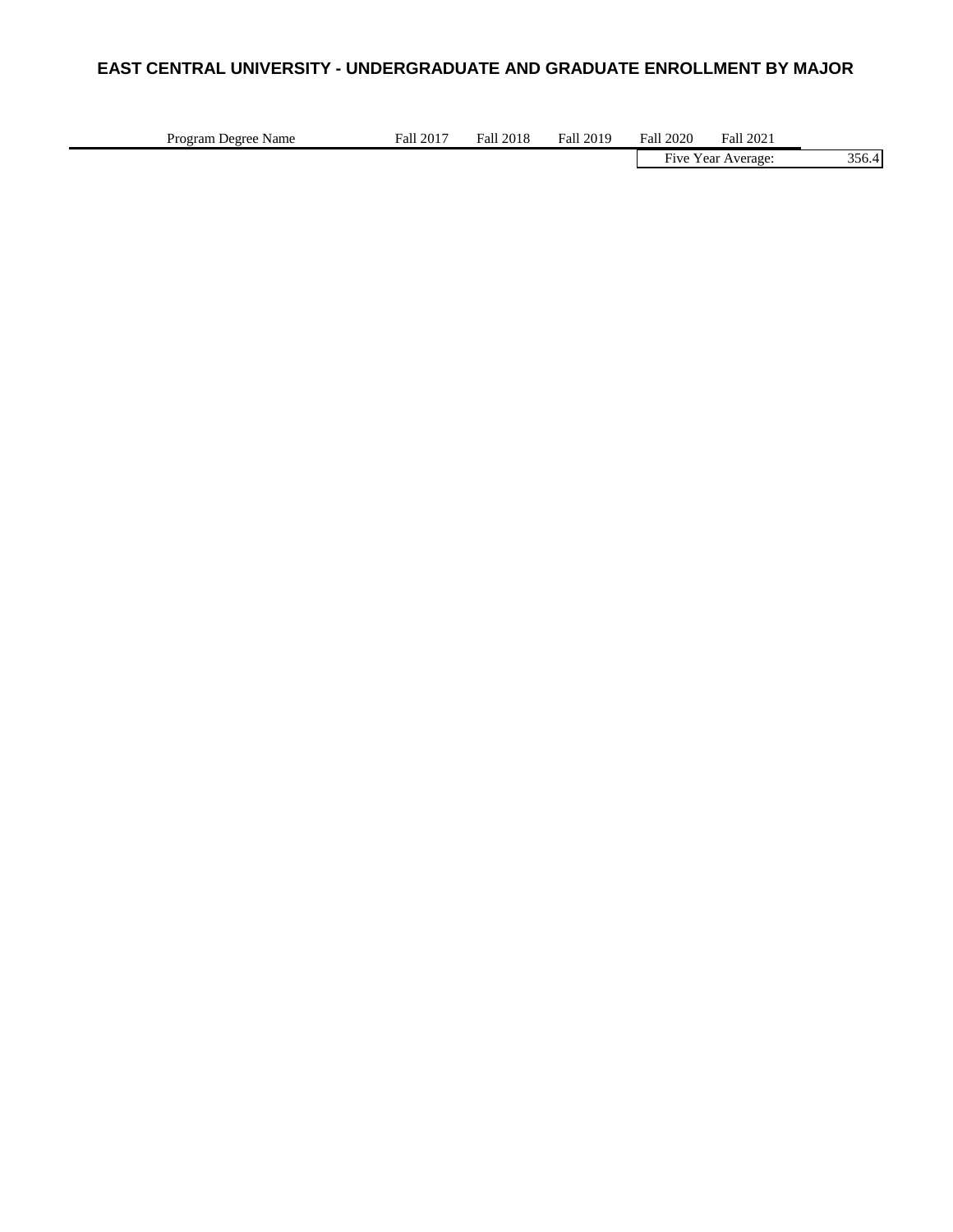**EAST CENTRAL UNIVERSITY - UNDERGRADUATE AND GRADUATE ENROLLMENT BY MAJOR**

| Program Degree Name | Fall 2017 | Fall 2018 | Fall 2019 | Fall 2020 | Fall 2021 | |
|---|---|---|---|---|---|---|
| | | | | Five Year Average: | | 356.4 |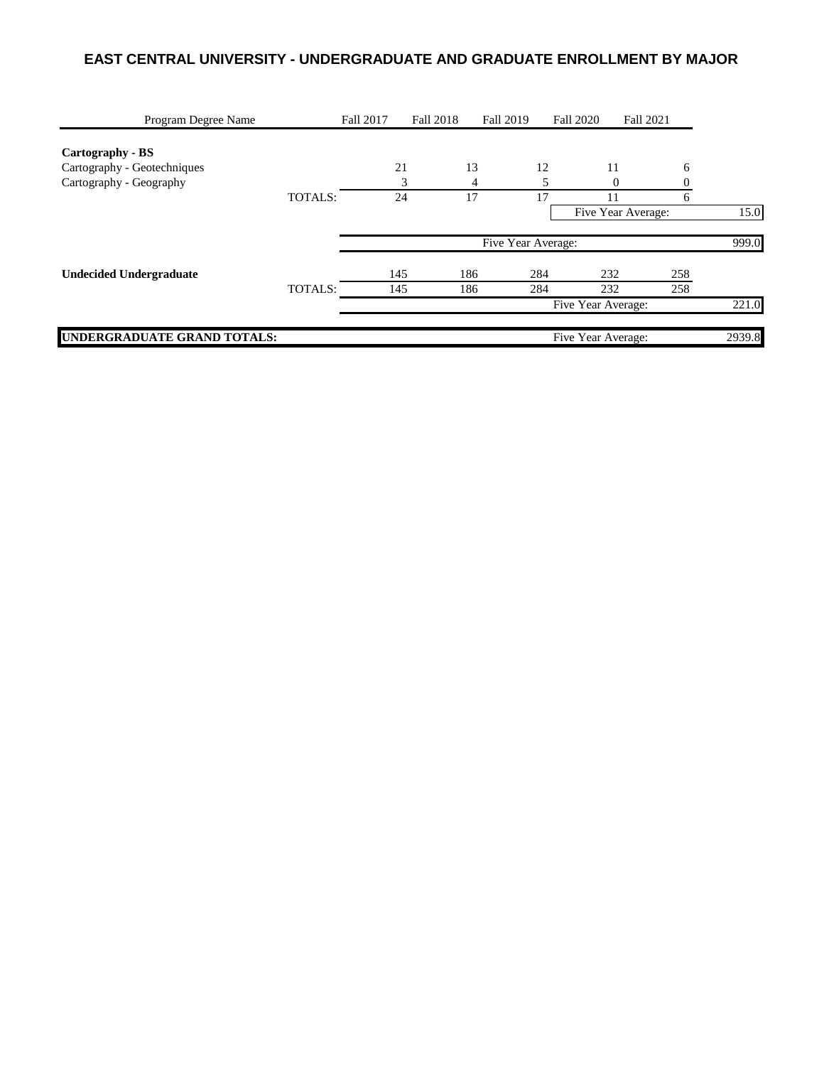# EAST CENTRAL UNIVERSITY - UNDERGRADUATE AND GRADUATE ENROLLMENT BY MAJOR

| Program Degree Name | | Fall 2017 | Fall 2018 | Fall 2019 | Fall 2020 | Fall 2021 | |
|---|---|---|---|---|---|---|---|
| **Cartography - BS** | | | | | | | |
| Cartography - Geotechniques | | 21 | 13 | 12 | 11 | 6 | |
| Cartography - Geography | | 3 | 4 | 5 | 0 | 0 | |
| | TOTALS: | 24 | 17 | 17 | 11 | 6 | |
| | | | | | Five Year Average: | | 15.0 |
| | | | | Five Year Average: | | | 999.0 |
| **Undecided Undergraduate** | | 145 | 186 | 284 | 232 | 258 | |
| | TOTALS: | 145 | 186 | 284 | 232 | 258 | |
| | | | | | Five Year Average: | | 221.0 |
| **UNDERGRADUATE GRAND TOTALS:** | | | | | Five Year Average: | | 2939.8 |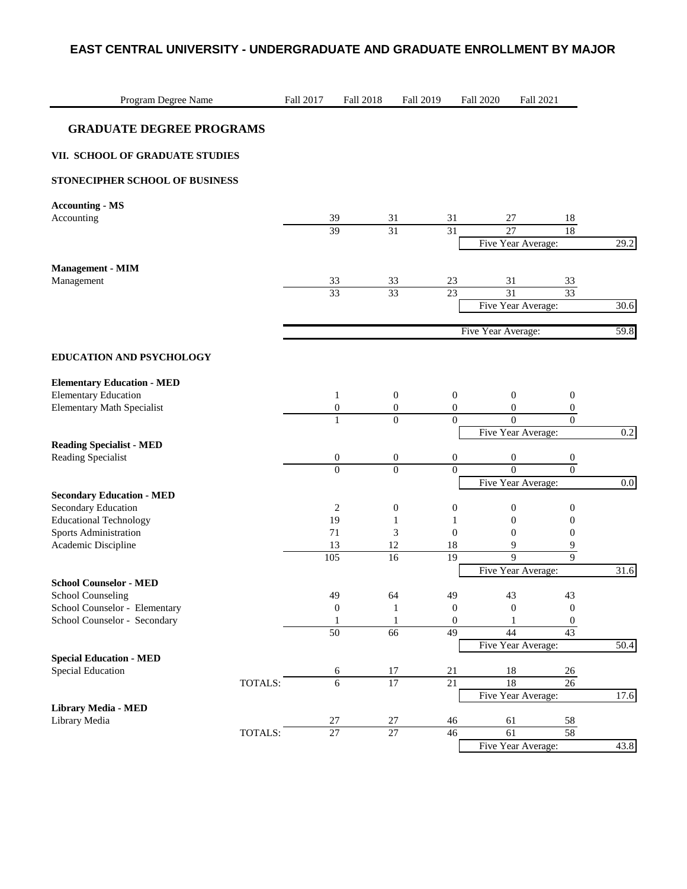# EAST CENTRAL UNIVERSITY - UNDERGRADUATE AND GRADUATE ENROLLMENT BY MAJOR

| Program Degree Name | | Fall 2017 | Fall 2018 | Fall 2019 | Fall 2020 | Fall 2021 | |
|---|---|---|---|---|---|---|---|
| **GRADUATE DEGREE PROGRAMS** | | | | | | | |
| **VII. SCHOOL OF GRADUATE STUDIES** | | | | | | | |
| **STONECIPHER SCHOOL OF BUSINESS** | | | | | | | |
| **Accounting - MS** | | | | | | | |
| Accounting | | 39 | 31 | 31 | 27 | 18 | |
| | | 39 | 31 | 31 | 27 | 18 | |
| | | | | | Five Year Average: | | 29.2 |
| **Management - MIM** | | | | | | | |
| Management | | 33 | 33 | 23 | 31 | 33 | |
| | | 33 | 33 | 23 | 31 | 33 | |
| | | | | | Five Year Average: | | 30.6 |
| | | | | | Five Year Average: | | 59.8 |
| **EDUCATION AND PSYCHOLOGY** | | | | | | | |
| **Elementary Education - MED** | | | | | | | |
| Elementary Education | | 1 | 0 | 0 | 0 | 0 | |
| Elementary Math Specialist | | 0 | 0 | 0 | 0 | 0 | |
| | | 1 | 0 | 0 | 0 | 0 | |
| | | | | | Five Year Average: | | 0.2 |
| **Reading Specialist - MED** | | | | | | | |
| Reading Specialist | | 0 | 0 | 0 | 0 | 0 | |
| | | 0 | 0 | 0 | 0 | 0 | |
| | | | | | Five Year Average: | | 0.0 |
| **Secondary Education - MED** | | | | | | | |
| Secondary Education | | 2 | 0 | 0 | 0 | 0 | |
| Educational Technology | | 19 | 1 | 1 | 0 | 0 | |
| Sports Administration | | 71 | 3 | 0 | 0 | 0 | |
| Academic Discipline | | 13 | 12 | 18 | 9 | 9 | |
| | | 105 | 16 | 19 | 9 | 9 | |
| | | | | | Five Year Average: | | 31.6 |
| **School Counselor - MED** | | | | | | | |
| School Counseling | | 49 | 64 | 49 | 43 | 43 | |
| School Counselor - Elementary | | 0 | 1 | 0 | 0 | 0 | |
| School Counselor - Secondary | | 1 | 1 | 0 | 1 | 0 | |
| | | 50 | 66 | 49 | 44 | 43 | |
| | | | | | Five Year Average: | | 50.4 |
| **Special Education - MED** | | | | | | | |
| Special Education | | 6 | 17 | 21 | 18 | 26 | |
| | TOTALS: | 6 | 17 | 21 | 18 | 26 | |
| | | | | | Five Year Average: | | 17.6 |
| **Library Media - MED** | | | | | | | |
| Library Media | | 27 | 27 | 46 | 61 | 58 | |
| | TOTALS: | 27 | 27 | 46 | 61 | 58 | |
| | | | | | Five Year Average: | | 43.8 |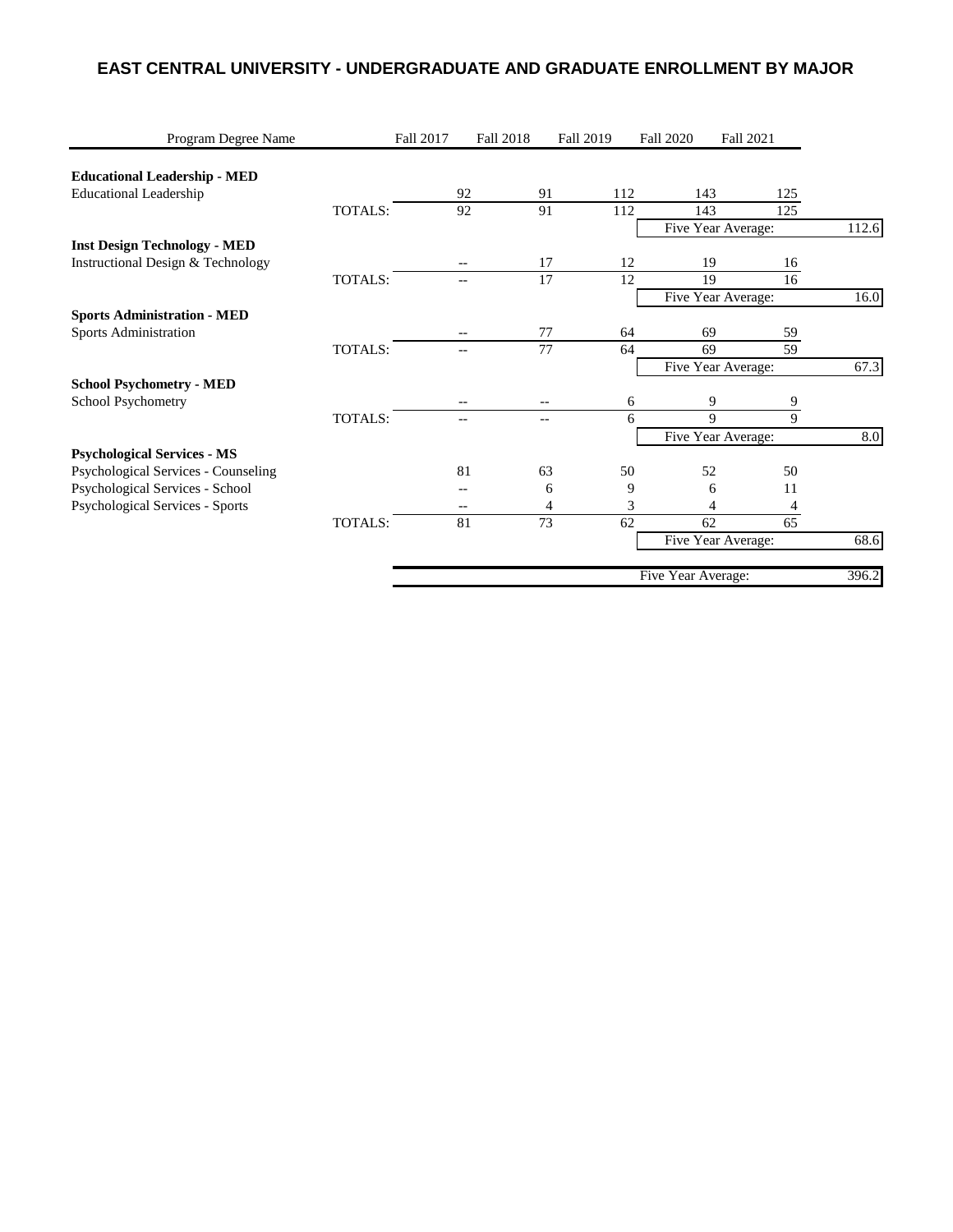# EAST CENTRAL UNIVERSITY - UNDERGRADUATE AND GRADUATE ENROLLMENT BY MAJOR

| Program Degree Name | | Fall 2017 | Fall 2018 | Fall 2019 | Fall 2020 | Fall 2021 | |
|---|---|---|---|---|---|---|---|
| **Educational Leadership - MED** | | | | | | | |
| Educational Leadership | | 92 | 91 | 112 | 143 | 125 | |
| | TOTALS: | 92 | 91 | 112 | 143 | 125 | |
| | | | | | Five Year Average: | | 112.6 |
| **Inst Design Technology - MED** | | | | | | | |
| Instructional Design & Technology | | -- | 17 | 12 | 19 | 16 | |
| | TOTALS: | -- | 17 | 12 | 19 | 16 | |
| | | | | | Five Year Average: | | 16.0 |
| **Sports Administration - MED** | | | | | | | |
| Sports Administration | | -- | 77 | 64 | 69 | 59 | |
| | TOTALS: | -- | 77 | 64 | 69 | 59 | |
| | | | | | Five Year Average: | | 67.3 |
| **School Psychometry - MED** | | | | | | | |
| School Psychometry | | -- | -- | 6 | 9 | 9 | |
| | TOTALS: | -- | -- | 6 | 9 | 9 | |
| | | | | | Five Year Average: | | 8.0 |
| **Psychological Services - MS** | | | | | | | |
| Psychological Services - Counseling | | 81 | 63 | 50 | 52 | 50 | |
| Psychological Services - School | | -- | 6 | 9 | 6 | 11 | |
| Psychological Services - Sports | | -- | 4 | 3 | 4 | 4 | |
| | TOTALS: | 81 | 73 | 62 | 62 | 65 | |
| | | | | | Five Year Average: | | 68.6 |
| | | | | | Five Year Average: | | 396.2 |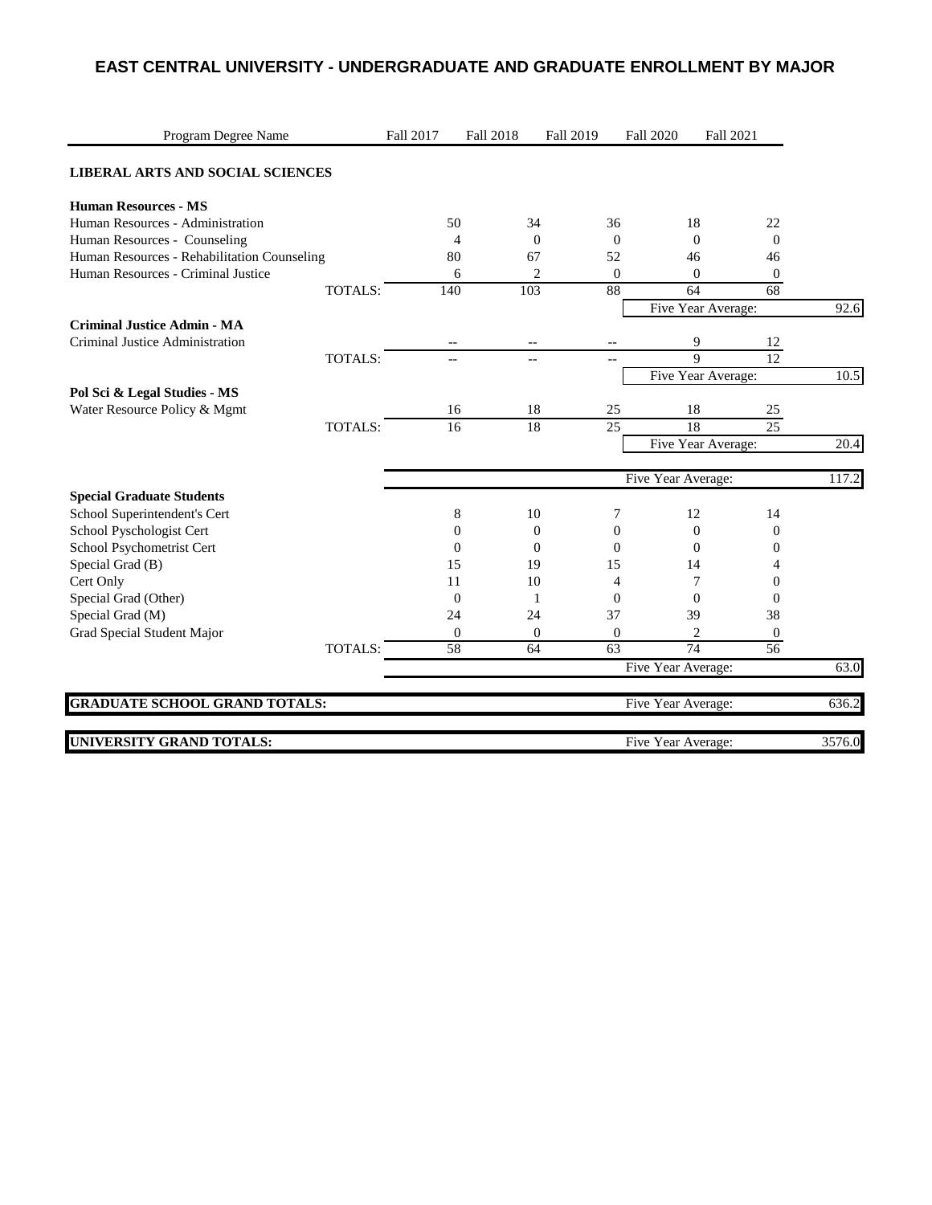# EAST CENTRAL UNIVERSITY - UNDERGRADUATE AND GRADUATE ENROLLMENT BY MAJOR

| Program Degree Name | | Fall 2017 | Fall 2018 | Fall 2019 | Fall 2020 | Fall 2021 | |
|---|---|---|---|---|---|---|---|
| **LIBERAL ARTS AND SOCIAL SCIENCES** | | | | | | | |
| **Human Resources - MS** | | | | | | | |
| Human Resources - Administration | | 50 | 34 | 36 | 18 | 22 | |
| Human Resources - Counseling | | 4 | 0 | 0 | 0 | 0 | |
| Human Resources - Rehabilitation Counseling | | 80 | 67 | 52 | 46 | 46 | |
| Human Resources - Criminal Justice | | 6 | 2 | 0 | 0 | 0 | |
| | TOTALS: | 140 | 103 | 88 | 64 | 68 | |
| | | | | | Five Year Average: | | 92.6 |
| **Criminal Justice Admin - MA** | | | | | | | |
| Criminal Justice Administration | | -- | -- | -- | 9 | 12 | |
| | TOTALS: | -- | -- | -- | 9 | 12 | |
| | | | | | Five Year Average: | | 10.5 |
| **Pol Sci & Legal Studies - MS** | | | | | | | |
| Water Resource Policy & Mgmt | | 16 | 18 | 25 | 18 | 25 | |
| | TOTALS: | 16 | 18 | 25 | 18 | 25 | |
| | | | | | Five Year Average: | | 20.4 |
| | | | | | Five Year Average: | | 117.2 |
| **Special Graduate Students** | | | | | | | |
| School Superintendent's Cert | | 8 | 10 | 7 | 12 | 14 | |
| School Pyschologist Cert | | 0 | 0 | 0 | 0 | 0 | |
| School Psychometrist Cert | | 0 | 0 | 0 | 0 | 0 | |
| Special Grad (B) | | 15 | 19 | 15 | 14 | 4 | |
| Cert Only | | 11 | 10 | 4 | 7 | 0 | |
| Special Grad (Other) | | 0 | 1 | 0 | 0 | 0 | |
| Special Grad (M) | | 24 | 24 | 37 | 39 | 38 | |
| Grad Special Student Major | | 0 | 0 | 0 | 2 | 0 | |
| | TOTALS: | 58 | 64 | 63 | 74 | 56 | |
| | | | | | Five Year Average: | | 63.0 |
| **GRADUATE SCHOOL GRAND TOTALS:** | | | | | Five Year Average: | | 636.2 |
| **UNIVERSITY GRAND TOTALS:** | | | | | Five Year Average: | | 3576.0 |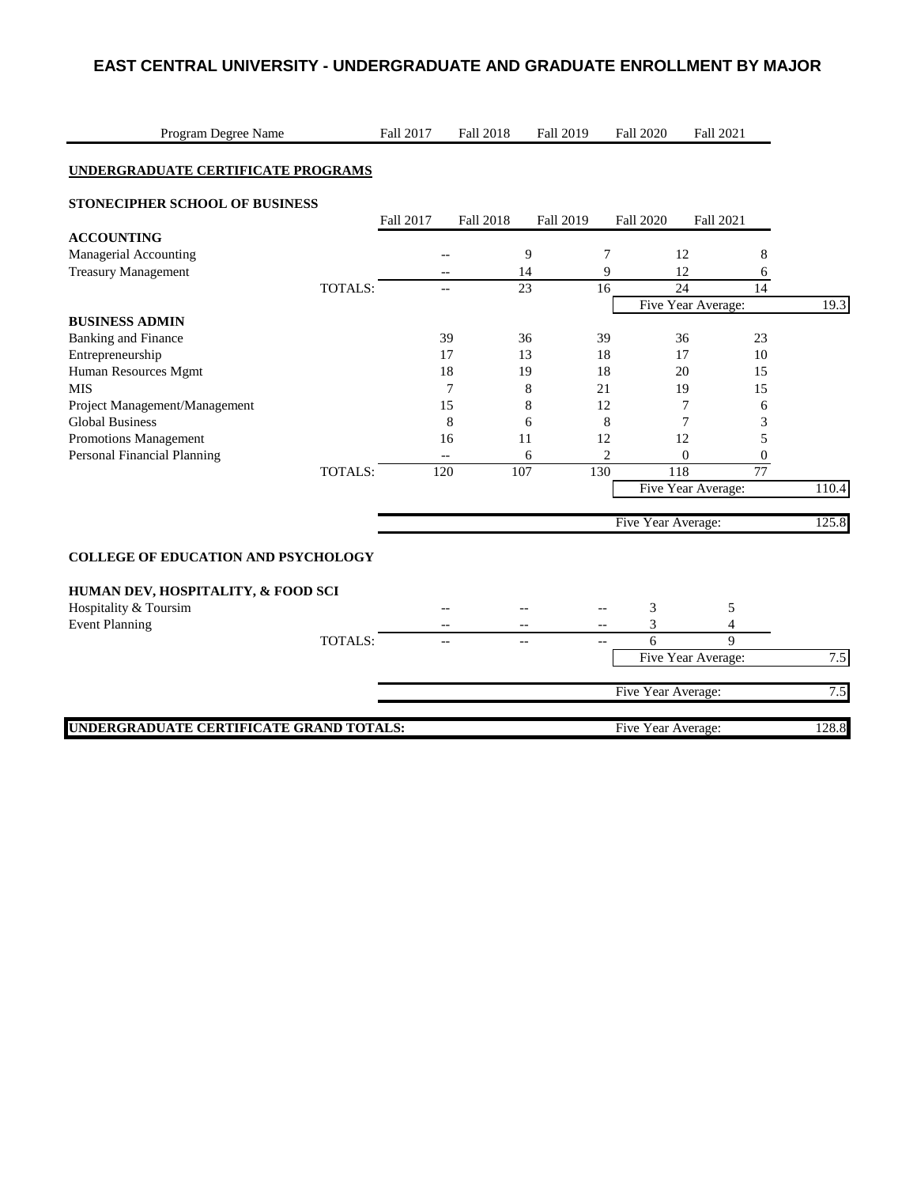# EAST CENTRAL UNIVERSITY - UNDERGRADUATE AND GRADUATE ENROLLMENT BY MAJOR

| Program Degree Name | Fall 2017 | Fall 2018 | Fall 2019 | Fall 2020 | Fall 2021 | |
|---|---|---|---|---|---|---|
| **UNDERGRADUATE CERTIFICATE PROGRAMS** | | | | | | |
| **STONECIPHER SCHOOL OF BUSINESS** | | | | | | |
| | Fall 2017 | Fall 2018 | Fall 2019 | Fall 2020 | Fall 2021 | |
| **ACCOUNTING** | | | | | | |
| Managerial Accounting | -- | 9 | 7 | 12 | 8 | |
| Treasury Management | -- | 14 | 9 | 12 | 6 | |
| TOTALS: | -- | 23 | 16 | 24 | 14 | |
| | | | | Five Year Average: | | 19.3 |
| **BUSINESS ADMIN** | | | | | | |
| Banking and Finance | 39 | 36 | 39 | 36 | 23 | |
| Entrepreneurship | 17 | 13 | 18 | 17 | 10 | |
| Human Resources Mgmt | 18 | 19 | 18 | 20 | 15 | |
| MIS | 7 | 8 | 21 | 19 | 15 | |
| Project Management/Management | 15 | 8 | 12 | 7 | 6 | |
| Global Business | 8 | 6 | 8 | 7 | 3 | |
| Promotions Management | 16 | 11 | 12 | 12 | 5 | |
| Personal Financial Planning | -- | 6 | 2 | 0 | 0 | |
| TOTALS: | 120 | 107 | 130 | 118 | 77 | |
| | | | | Five Year Average: | | 110.4 |
| | | | | Five Year Average: | | 125.8 |
| **COLLEGE OF EDUCATION AND PSYCHOLOGY** | | | | | | |
| **HUMAN DEV, HOSPITALITY, & FOOD SCI** | | | | | | |
| Hospitality & Toursim | -- | -- | -- | 3 | 5 | |
| Event Planning | -- | -- | -- | 3 | 4 | |
| TOTALS: | -- | -- | -- | 6 | 9 | |
| | | | | Five Year Average: | | 7.5 |
| | | | | Five Year Average: | | 7.5 |
| **UNDERGRADUATE CERTIFICATE GRAND TOTALS:** | | | | Five Year Average: | | 128.8 |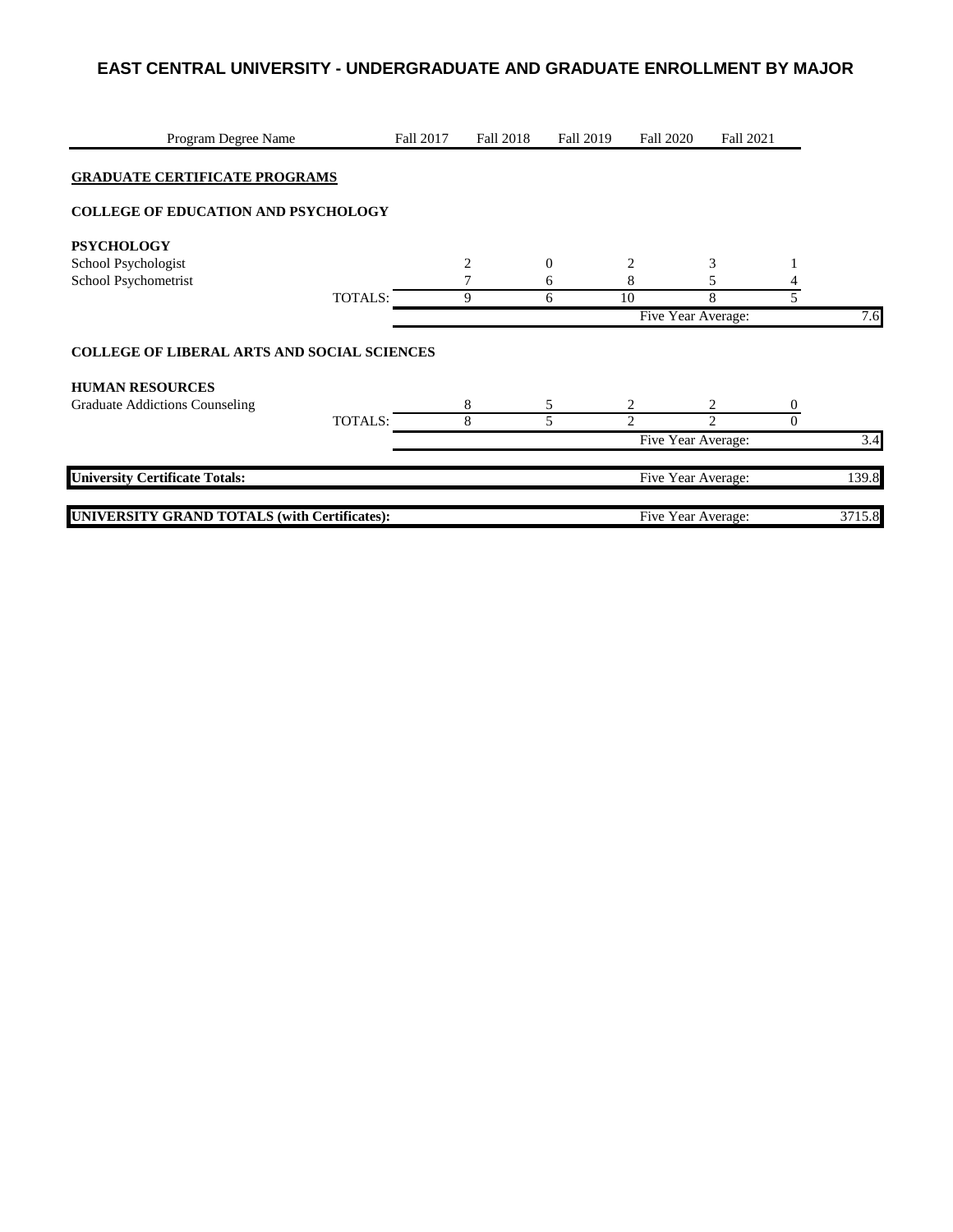# EAST CENTRAL UNIVERSITY - UNDERGRADUATE AND GRADUATE ENROLLMENT BY MAJOR

| Program Degree Name | Fall 2017 | Fall 2018 | Fall 2019 | Fall 2020 | Fall 2021 | |
|---|---|---|---|---|---|---|
| **GRADUATE CERTIFICATE PROGRAMS** | | | | | | |
| **COLLEGE OF EDUCATION AND PSYCHOLOGY** | | | | | | |
| **PSYCHOLOGY** | | | | | | |
| School Psychologist | 2 | 0 | 2 | 3 | 1 | |
| School Psychometrist | 7 | 6 | 8 | 5 | 4 | |
| TOTALS: | 9 | 6 | 10 | 8 | 5 | |
| | | | | Five Year Average: | | 7.6 |
| **COLLEGE OF LIBERAL ARTS AND SOCIAL SCIENCES** | | | | | | |
| **HUMAN RESOURCES** | | | | | | |
| Graduate Addictions Counseling | 8 | 5 | 2 | 2 | 0 | |
| TOTALS: | 8 | 5 | 2 | 2 | 0 | |
| | | | | Five Year Average: | | 3.4 |
| **University Certificate Totals:** | | | | Five Year Average: | | 139.8 |
| **UNIVERSITY GRAND TOTALS (with Certificates):** | | | | Five Year Average: | | 3715.8 |